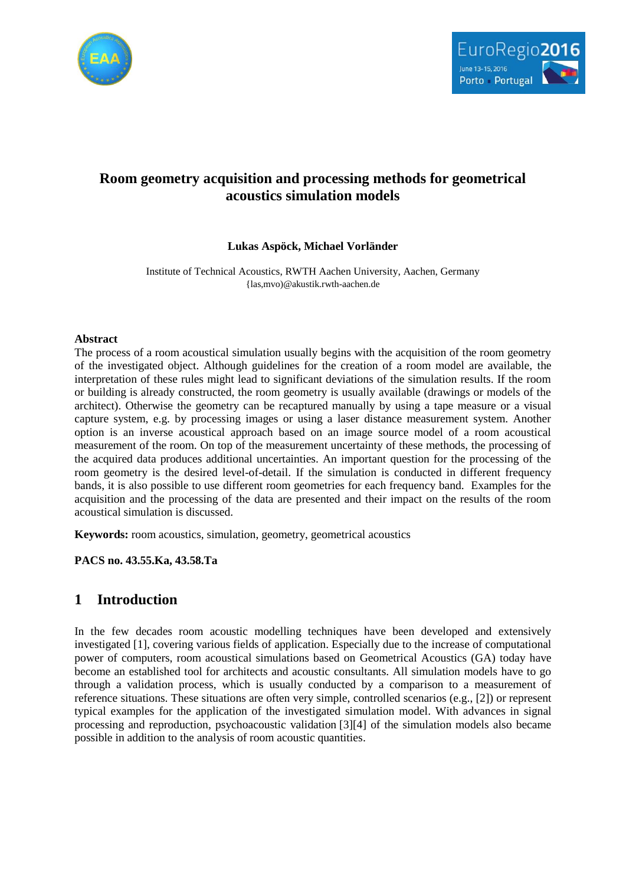# Room geometry acquisition and processing methods for geometrical acoustics simulation models

**Lukas Aspöck, Michael Vorländer**

Institute of Technical Acoustics, RWTH Aachen University, Aachen, Germany
{las,mvo)@akustik.rwth-aachen.de

## Abstract

The process of a room acoustical simulation usually begins with the acquisition of the room geometry of the investigated object. Although guidelines for the creation of a room model are available, the interpretation of these rules might lead to significant deviations of the simulation results. If the room or building is already constructed, the room geometry is usually available (drawings or models of the architect). Otherwise the geometry can be recaptured manually by using a tape measure or a visual capture system, e.g. by processing images or using a laser distance measurement system. Another option is an inverse acoustical approach based on an image source model of a room acoustical measurement of the room. On top of the measurement uncertainty of these methods, the processing of the acquired data produces additional uncertainties. An important question for the processing of the room geometry is the desired level-of-detail. If the simulation is conducted in different frequency bands, it is also possible to use different room geometries for each frequency band. Examples for the acquisition and the processing of the data are presented and their impact on the results of the room acoustical simulation is discussed.

**Keywords:** room acoustics, simulation, geometry, geometrical acoustics

**PACS no. 43.55.Ka, 43.58.Ta**

## 1 Introduction

In the few decades room acoustic modelling techniques have been developed and extensively investigated [1], covering various fields of application. Especially due to the increase of computational power of computers, room acoustical simulations based on Geometrical Acoustics (GA) today have become an established tool for architects and acoustic consultants. All simulation models have to go through a validation process, which is usually conducted by a comparison to a measurement of reference situations. These situations are often very simple, controlled scenarios (e.g., [2]) or represent typical examples for the application of the investigated simulation model. With advances in signal processing and reproduction, psychoacoustic validation [3][4] of the simulation models also became possible in addition to the analysis of room acoustic quantities.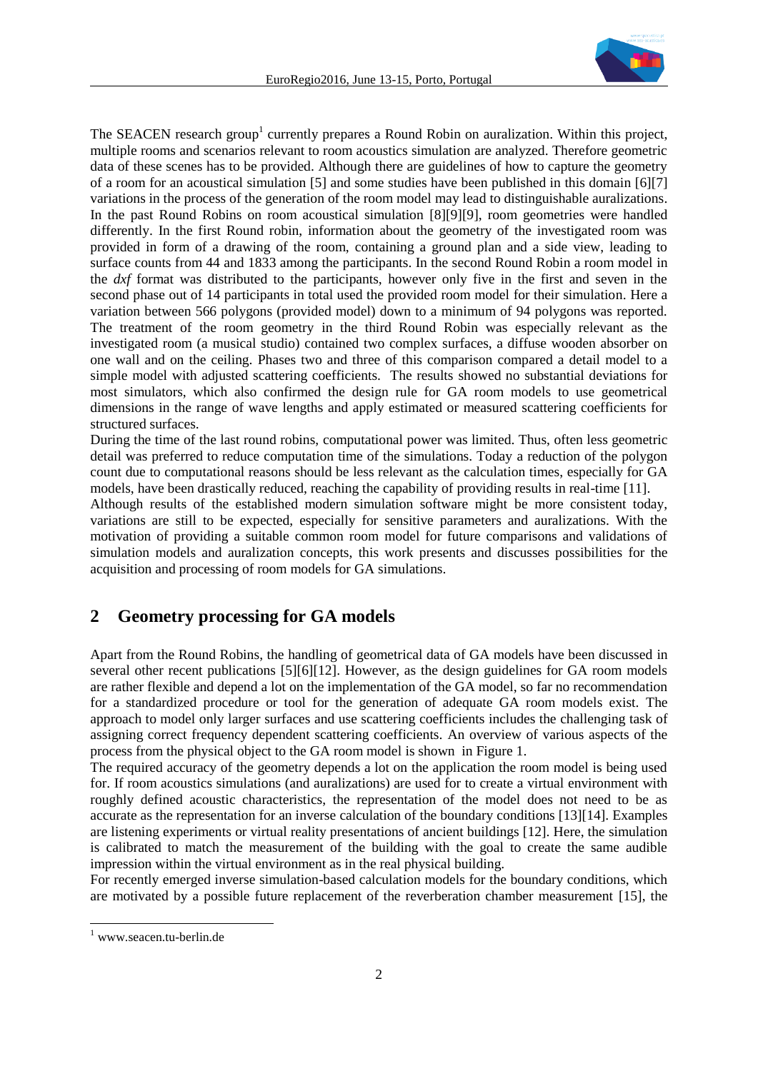The SEACEN research group[1] currently prepares a Round Robin on auralization. Within this project, multiple rooms and scenarios relevant to room acoustics simulation are analyzed. Therefore geometric data of these scenes has to be provided. Although there are guidelines of how to capture the geometry of a room for an acoustical simulation [5] and some studies have been published in this domain [6][7] variations in the process of the generation of the room model may lead to distinguishable auralizations. In the past Round Robins on room acoustical simulation [8][9][9], room geometries were handled differently. In the first Round robin, information about the geometry of the investigated room was provided in form of a drawing of the room, containing a ground plan and a side view, leading to surface counts from 44 and 1833 among the participants. In the second Round Robin a room model in the *dxf* format was distributed to the participants, however only five in the first and seven in the second phase out of 14 participants in total used the provided room model for their simulation. Here a variation between 566 polygons (provided model) down to a minimum of 94 polygons was reported. The treatment of the room geometry in the third Round Robin was especially relevant as the investigated room (a musical studio) contained two complex surfaces, a diffuse wooden absorber on one wall and on the ceiling. Phases two and three of this comparison compared a detail model to a simple model with adjusted scattering coefficients. The results showed no substantial deviations for most simulators, which also confirmed the design rule for GA room models to use geometrical dimensions in the range of wave lengths and apply estimated or measured scattering coefficients for structured surfaces.

During the time of the last round robins, computational power was limited. Thus, often less geometric detail was preferred to reduce computation time of the simulations. Today a reduction of the polygon count due to computational reasons should be less relevant as the calculation times, especially for GA models, have been drastically reduced, reaching the capability of providing results in real-time [11].

Although results of the established modern simulation software might be more consistent today, variations are still to be expected, especially for sensitive parameters and auralizations. With the motivation of providing a suitable common room model for future comparisons and validations of simulation models and auralization concepts, this work presents and discusses possibilities for the acquisition and processing of room models for GA simulations.

## 2 Geometry processing for GA models

Apart from the Round Robins, the handling of geometrical data of GA models have been discussed in several other recent publications [5][6][12]. However, as the design guidelines for GA room models are rather flexible and depend a lot on the implementation of the GA model, so far no recommendation for a standardized procedure or tool for the generation of adequate GA room models exist. The approach to model only larger surfaces and use scattering coefficients includes the challenging task of assigning correct frequency dependent scattering coefficients. An overview of various aspects of the process from the physical object to the GA room model is shown in Figure 1.

The required accuracy of the geometry depends a lot on the application the room model is being used for. If room acoustics simulations (and auralizations) are used for to create a virtual environment with roughly defined acoustic characteristics, the representation of the model does not need to be as accurate as the representation for an inverse calculation of the boundary conditions [13][14]. Examples are listening experiments or virtual reality presentations of ancient buildings [12]. Here, the simulation is calibrated to match the measurement of the building with the goal to create the same audible impression within the virtual environment as in the real physical building.

For recently emerged inverse simulation-based calculation models for the boundary conditions, which are motivated by a possible future replacement of the reverberation chamber measurement [15], the

[1] www.seacen.tu-berlin.de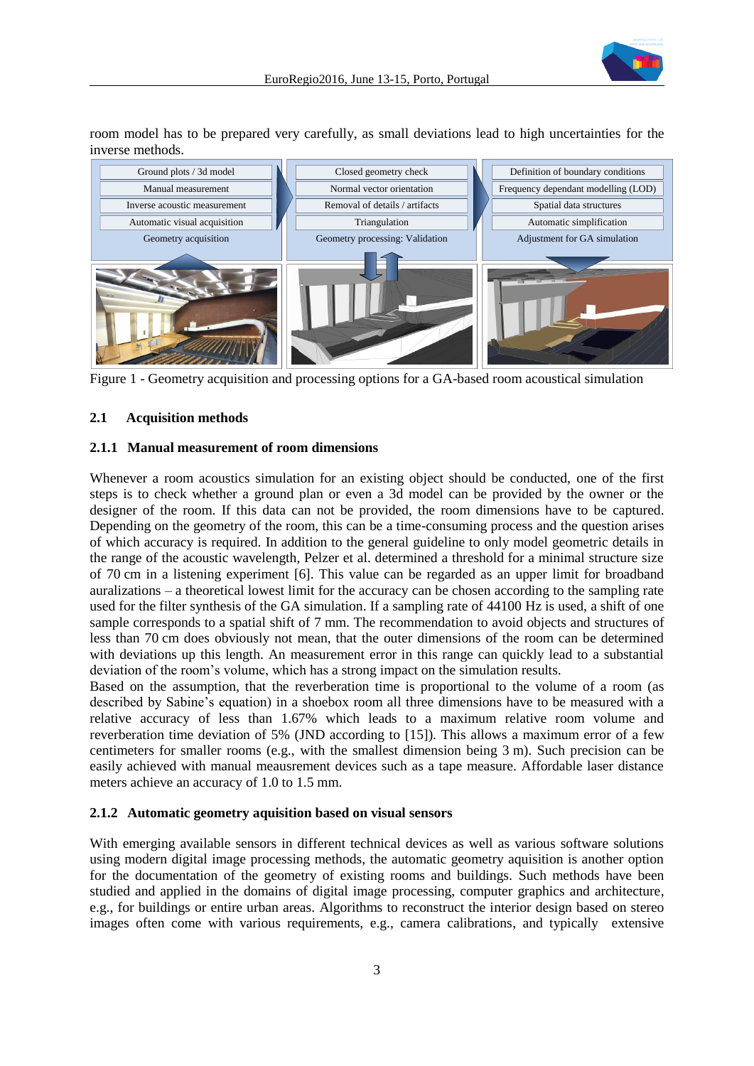room model has to be prepared very carefully, as small deviations lead to high uncertainties for the inverse methods.

| Geometry acquisition | Geometry processing: Validation | Adjustment for GA simulation |
|---|---|---|
| Ground plots / 3d model | Closed geometry check | Definition of boundary conditions |
| Manual measurement | Normal vector orientation | Frequency dependant modelling (LOD) |
| Inverse acoustic measurement | Removal of details / artifacts | Spatial data structures |
| Automatic visual acquisition | Triangulation | Automatic simplification |

Figure 1 - Geometry acquisition and processing options for a GA-based room acoustical simulation

### 2.1 Acquisition methods

#### 2.1.1 Manual measurement of room dimensions

Whenever a room acoustics simulation for an existing object should be conducted, one of the first steps is to check whether a ground plan or even a 3d model can be provided by the owner or the designer of the room. If this data can not be provided, the room dimensions have to be captured. Depending on the geometry of the room, this can be a time-consuming process and the question arises of which accuracy is required. In addition to the general guideline to only model geometric details in the range of the acoustic wavelength, Pelzer et al. determined a threshold for a minimal structure size of 70 cm in a listening experiment [6]. This value can be regarded as an upper limit for broadband auralizations – a theoretical lowest limit for the accuracy can be chosen according to the sampling rate used for the filter synthesis of the GA simulation. If a sampling rate of 44100 Hz is used, a shift of one sample corresponds to a spatial shift of 7 mm. The recommendation to avoid objects and structures of less than 70 cm does obviously not mean, that the outer dimensions of the room can be determined with deviations up this length. An measurement error in this range can quickly lead to a substantial deviation of the room's volume, which has a strong impact on the simulation results.

Based on the assumption, that the reverberation time is proportional to the volume of a room (as described by Sabine's equation) in a shoebox room all three dimensions have to be measured with a relative accuracy of less than 1.67% which leads to a maximum relative room volume and reverberation time deviation of 5% (JND according to [15]). This allows a maximum error of a few centimeters for smaller rooms (e.g., with the smallest dimension being 3 m). Such precision can be easily achieved with manual meausrement devices such as a tape measure. Affordable laser distance meters achieve an accuracy of 1.0 to 1.5 mm.

#### 2.1.2 Automatic geometry aquisition based on visual sensors

With emerging available sensors in different technical devices as well as various software solutions using modern digital image processing methods, the automatic geometry aquisition is another option for the documentation of the geometry of existing rooms and buildings. Such methods have been studied and applied in the domains of digital image processing, computer graphics and architecture, e.g., for buildings or entire urban areas. Algorithms to reconstruct the interior design based on stereo images often come with various requirements, e.g., camera calibrations, and typically extensive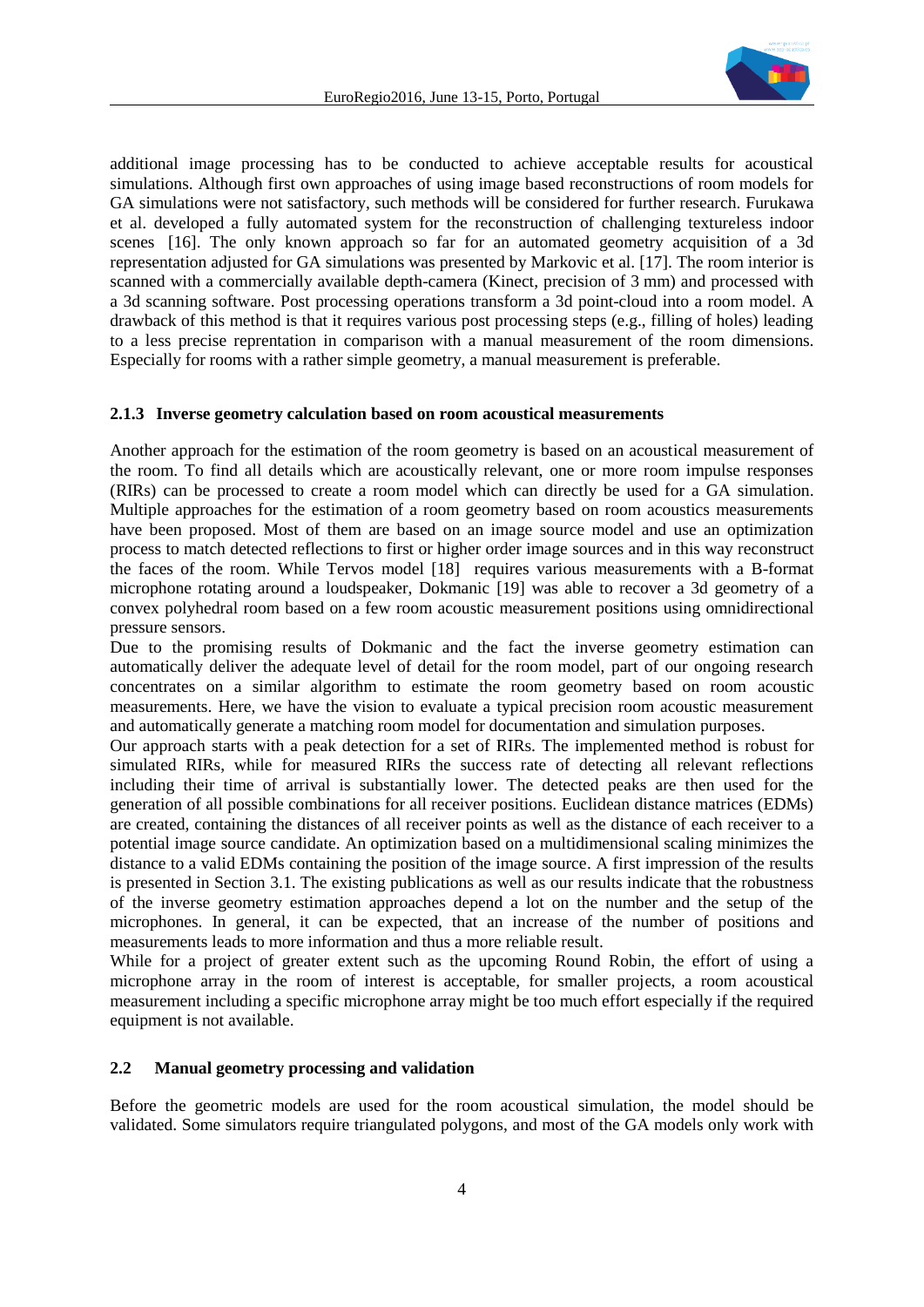additional image processing has to be conducted to achieve acceptable results for acoustical simulations. Although first own approaches of using image based reconstructions of room models for GA simulations were not satisfactory, such methods will be considered for further research. Furukawa et al. developed a fully automated system for the reconstruction of challenging textureless indoor scenes [16]. The only known approach so far for an automated geometry acquisition of a 3d representation adjusted for GA simulations was presented by Markovic et al. [17]. The room interior is scanned with a commercially available depth-camera (Kinect, precision of 3 mm) and processed with a 3d scanning software. Post processing operations transform a 3d point-cloud into a room model. A drawback of this method is that it requires various post processing steps (e.g., filling of holes) leading to a less precise reprentation in comparison with a manual measurement of the room dimensions. Especially for rooms with a rather simple geometry, a manual measurement is preferable.

### 2.1.3 Inverse geometry calculation based on room acoustical measurements

Another approach for the estimation of the room geometry is based on an acoustical measurement of the room. To find all details which are acoustically relevant, one or more room impulse responses (RIRs) can be processed to create a room model which can directly be used for a GA simulation. Multiple approaches for the estimation of a room geometry based on room acoustics measurements have been proposed. Most of them are based on an image source model and use an optimization process to match detected reflections to first or higher order image sources and in this way reconstruct the faces of the room. While Tervos model [18] requires various measurements with a B-format microphone rotating around a loudspeaker, Dokmanic [19] was able to recover a 3d geometry of a convex polyhedral room based on a few room acoustic measurement positions using omnidirectional pressure sensors.

Due to the promising results of Dokmanic and the fact the inverse geometry estimation can automatically deliver the adequate level of detail for the room model, part of our ongoing research concentrates on a similar algorithm to estimate the room geometry based on room acoustic measurements. Here, we have the vision to evaluate a typical precision room acoustic measurement and automatically generate a matching room model for documentation and simulation purposes.

Our approach starts with a peak detection for a set of RIRs. The implemented method is robust for simulated RIRs, while for measured RIRs the success rate of detecting all relevant reflections including their time of arrival is substantially lower. The detected peaks are then used for the generation of all possible combinations for all receiver positions. Euclidean distance matrices (EDMs) are created, containing the distances of all receiver points as well as the distance of each receiver to a potential image source candidate. An optimization based on a multidimensional scaling minimizes the distance to a valid EDMs containing the position of the image source. A first impression of the results is presented in Section 3.1. The existing publications as well as our results indicate that the robustness of the inverse geometry estimation approaches depend a lot on the number and the setup of the microphones. In general, it can be expected, that an increase of the number of positions and measurements leads to more information and thus a more reliable result.

While for a project of greater extent such as the upcoming Round Robin, the effort of using a microphone array in the room of interest is acceptable, for smaller projects, a room acoustical measurement including a specific microphone array might be too much effort especially if the required equipment is not available.

## 2.2 Manual geometry processing and validation

Before the geometric models are used for the room acoustical simulation, the model should be validated. Some simulators require triangulated polygons, and most of the GA models only work with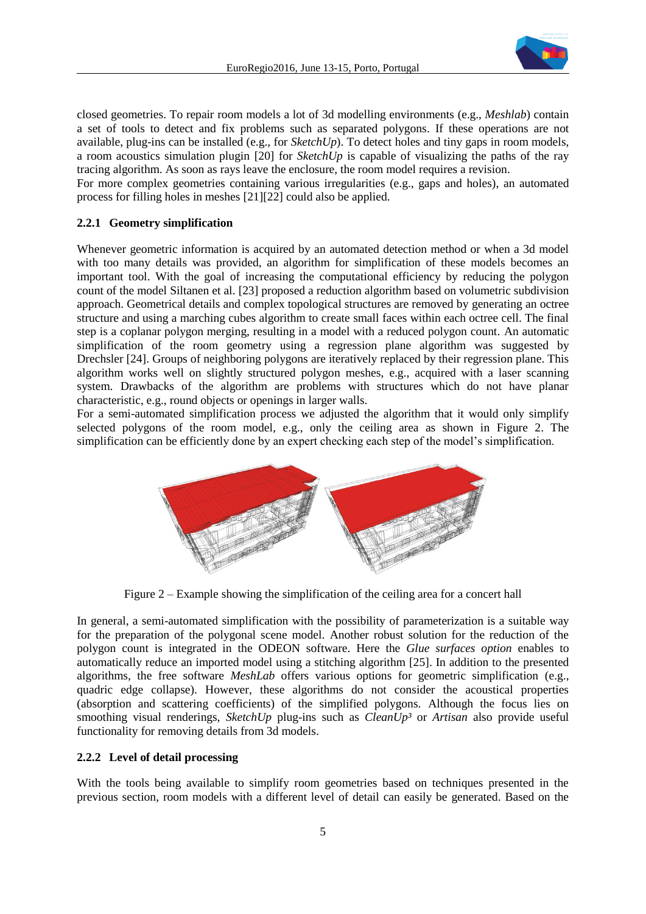closed geometries. To repair room models a lot of 3d modelling environments (e.g., *Meshlab*) contain a set of tools to detect and fix problems such as separated polygons. If these operations are not available, plug-ins can be installed (e.g., for *SketchUp*). To detect holes and tiny gaps in room models, a room acoustics simulation plugin [20] for *SketchUp* is capable of visualizing the paths of the ray tracing algorithm. As soon as rays leave the enclosure, the room model requires a revision.
For more complex geometries containing various irregularities (e.g., gaps and holes), an automated process for filling holes in meshes [21][22] could also be applied.

### 2.2.1 Geometry simplification

Whenever geometric information is acquired by an automated detection method or when a 3d model with too many details was provided, an algorithm for simplification of these models becomes an important tool. With the goal of increasing the computational efficiency by reducing the polygon count of the model Siltanen et al. [23] proposed a reduction algorithm based on volumetric subdivision approach. Geometrical details and complex topological structures are removed by generating an octree structure and using a marching cubes algorithm to create small faces within each octree cell. The final step is a coplanar polygon merging, resulting in a model with a reduced polygon count. An automatic simplification of the room geometry using a regression plane algorithm was suggested by Drechsler [24]. Groups of neighboring polygons are iteratively replaced by their regression plane. This algorithm works well on slightly structured polygon meshes, e.g., acquired with a laser scanning system. Drawbacks of the algorithm are problems with structures which do not have planar characteristic, e.g., round objects or openings in larger walls.
For a semi-automated simplification process we adjusted the algorithm that it would only simplify selected polygons of the room model, e.g., only the ceiling area as shown in Figure 2. The simplification can be efficiently done by an expert checking each step of the model's simplification.

Figure 2 – Example showing the simplification of the ceiling area for a concert hall

In general, a semi-automated simplification with the possibility of parameterization is a suitable way for the preparation of the polygonal scene model. Another robust solution for the reduction of the polygon count is integrated in the ODEON software. Here the *Glue surfaces option* enables to automatically reduce an imported model using a stitching algorithm [25]. In addition to the presented algorithms, the free software *MeshLab* offers various options for geometric simplification (e.g., quadric edge collapse). However, these algorithms do not consider the acoustical properties (absorption and scattering coefficients) of the simplified polygons. Although the focus lies on smoothing visual renderings, *SketchUp* plug-ins such as *CleanUp³* or *Artisan* also provide useful functionality for removing details from 3d models.

### 2.2.2 Level of detail processing

With the tools being available to simplify room geometries based on techniques presented in the previous section, room models with a different level of detail can easily be generated. Based on the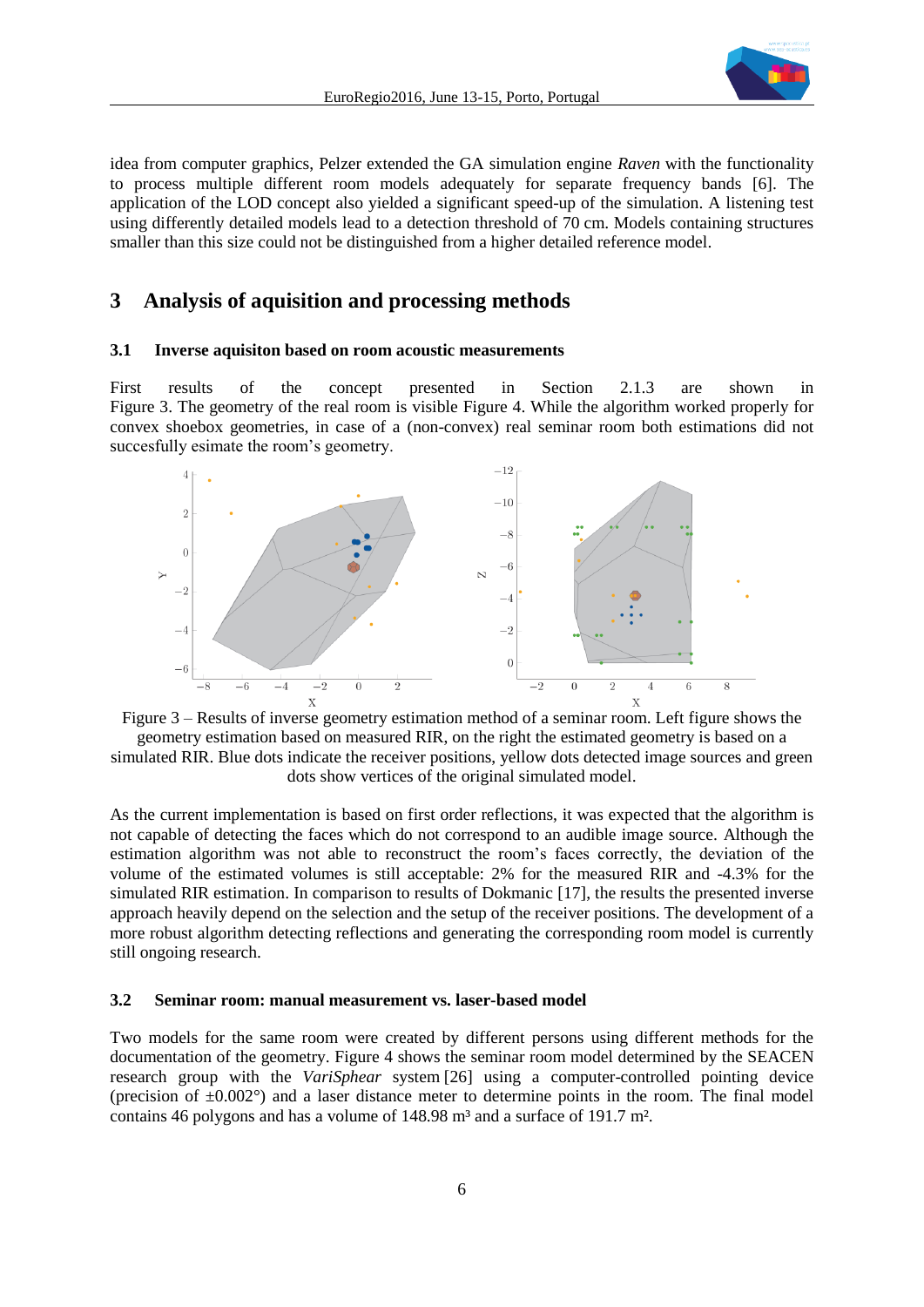idea from computer graphics, Pelzer extended the GA simulation engine *Raven* with the functionality to process multiple different room models adequately for separate frequency bands [6]. The application of the LOD concept also yielded a significant speed-up of the simulation. A listening test using differently detailed models lead to a detection threshold of 70 cm. Models containing structures smaller than this size could not be distinguished from a higher detailed reference model.

## 3 Analysis of aquisition and processing methods

### 3.1 Inverse aquisiton based on room acoustic measurements

First results of the concept presented in Section 2.1.3 are shown in Figure 3. The geometry of the real room is visible Figure 4. While the algorithm worked properly for convex shoebox geometries, in case of a (non-convex) real seminar room both estimations did not succesfully esimate the room's geometry.

Figure 3 – Results of inverse geometry estimation method of a seminar room. Left figure shows the geometry estimation based on measured RIR, on the right the estimated geometry is based on a simulated RIR. Blue dots indicate the receiver positions, yellow dots detected image sources and green dots show vertices of the original simulated model.

As the current implementation is based on first order reflections, it was expected that the algorithm is not capable of detecting the faces which do not correspond to an audible image source. Although the estimation algorithm was not able to reconstruct the room's faces correctly, the deviation of the volume of the estimated volumes is still acceptable: 2% for the measured RIR and -4.3% for the simulated RIR estimation. In comparison to results of Dokmanic [17], the results the presented inverse approach heavily depend on the selection and the setup of the receiver positions. The development of a more robust algorithm detecting reflections and generating the corresponding room model is currently still ongoing research.

### 3.2 Seminar room: manual measurement vs. laser-based model

Two models for the same room were created by different persons using different methods for the documentation of the geometry. Figure 4 shows the seminar room model determined by the SEACEN research group with the *VariSphear* system [26] using a computer-controlled pointing device (precision of ±0.002°) and a laser distance meter to determine points in the room. The final model contains 46 polygons and has a volume of 148.98 m³ and a surface of 191.7 m².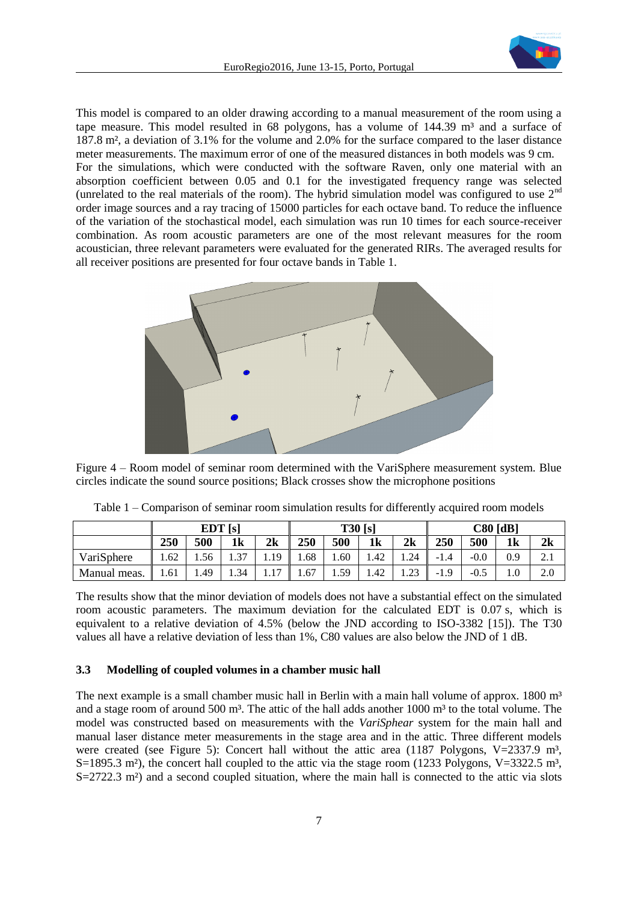This model is compared to an older drawing according to a manual measurement of the room using a tape measure. This model resulted in 68 polygons, has a volume of 144.39 m³ and a surface of 187.8 m², a deviation of 3.1% for the volume and 2.0% for the surface compared to the laser distance meter measurements. The maximum error of one of the measured distances in both models was 9 cm.
For the simulations, which were conducted with the software Raven, only one material with an absorption coefficient between 0.05 and 0.1 for the investigated frequency range was selected (unrelated to the real materials of the room). The hybrid simulation model was configured to use 2[nd] order image sources and a ray tracing of 15000 particles for each octave band. To reduce the influence of the variation of the stochastical model, each simulation was run 10 times for each source-receiver combination. As room acoustic parameters are one of the most relevant measures for the room acoustician, three relevant parameters were evaluated for the generated RIRs. The averaged results for all receiver positions are presented for four octave bands in Table 1.

Figure 4 – Room model of seminar room determined with the VariSphere measurement system. Blue circles indicate the sound source positions; Black crosses show the microphone positions

Table 1 – Comparison of seminar room simulation results for differently acquired room models

| | EDT [s] | | | | T30 [s] | | | | C80 [dB] | | | |
|---|---|---|---|---|---|---|---|---|---|---|---|---|
| | 250 | 500 | 1k | 2k | 250 | 500 | 1k | 2k | 250 | 500 | 1k | 2k |
| VariSphere | 1.62 | 1.56 | 1.37 | 1.19 | 1.68 | 1.60 | 1.42 | 1.24 | -1.4 | -0.0 | 0.9 | 2.1 |
| Manual meas. | 1.61 | 1.49 | 1.34 | 1.17 | 1.67 | 1.59 | 1.42 | 1.23 | -1.9 | -0.5 | 1.0 | 2.0 |

The results show that the minor deviation of models does not have a substantial effect on the simulated room acoustic parameters. The maximum deviation for the calculated EDT is 0.07 s, which is equivalent to a relative deviation of 4.5% (below the JND according to ISO-3382 [15]). The T30 values all have a relative deviation of less than 1%, C80 values are also below the JND of 1 dB.

### 3.3 Modelling of coupled volumes in a chamber music hall

The next example is a small chamber music hall in Berlin with a main hall volume of approx. 1800 m³ and a stage room of around 500 m³. The attic of the hall adds another 1000 m³ to the total volume. The model was constructed based on measurements with the *VariSphear* system for the main hall and manual laser distance meter measurements in the stage area and in the attic. Three different models were created (see Figure 5): Concert hall without the attic area (1187 Polygons, V=2337.9 m³, S=1895.3 m²), the concert hall coupled to the attic via the stage room (1233 Polygons, V=3322.5 m³, S=2722.3 m²) and a second coupled situation, where the main hall is connected to the attic via slots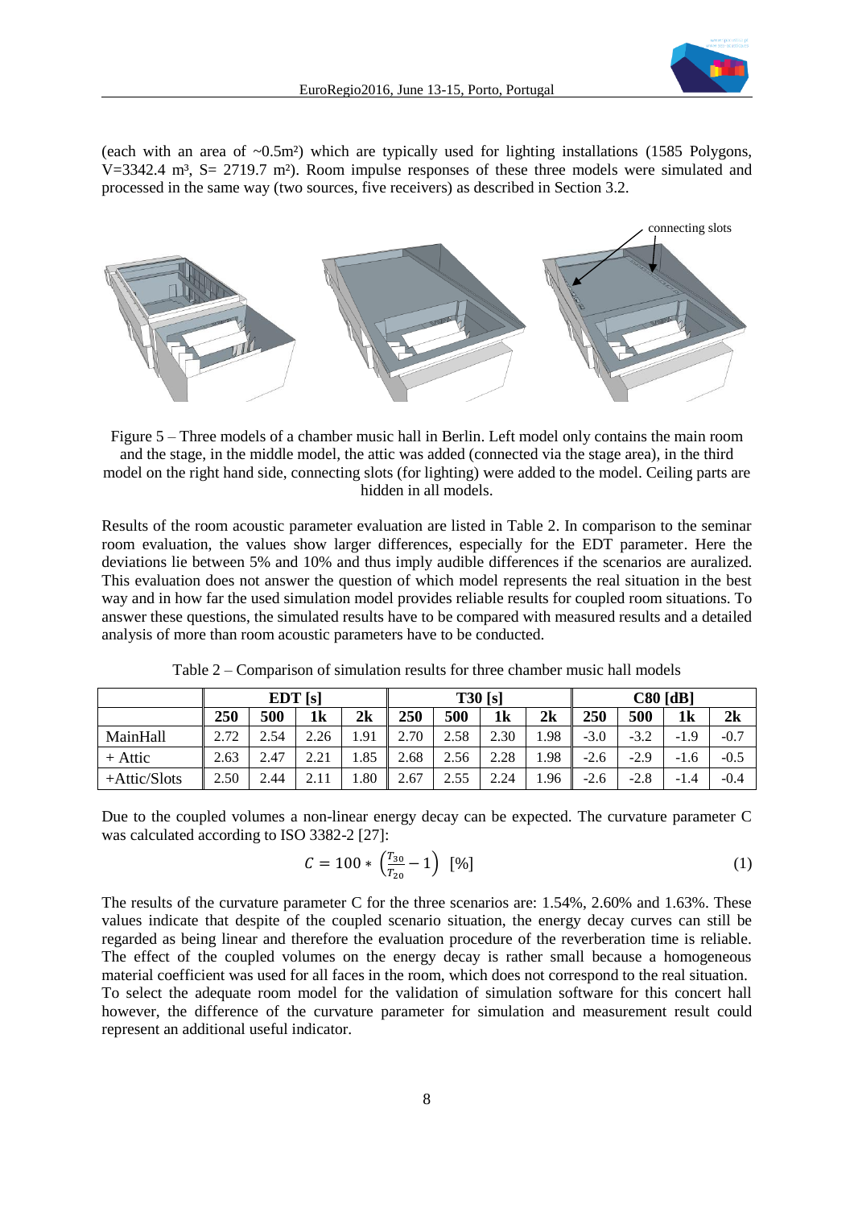(each with an area of ~0.5m²) which are typically used for lighting installations (1585 Polygons, V=3342.4 m³, S= 2719.7 m²). Room impulse responses of these three models were simulated and processed in the same way (two sources, five receivers) as described in Section 3.2.

Figure 5 – Three models of a chamber music hall in Berlin. Left model only contains the main room and the stage, in the middle model, the attic was added (connected via the stage area), in the third model on the right hand side, connecting slots (for lighting) were added to the model. Ceiling parts are hidden in all models.

Results of the room acoustic parameter evaluation are listed in Table 2. In comparison to the seminar room evaluation, the values show larger differences, especially for the EDT parameter. Here the deviations lie between 5% and 10% and thus imply audible differences if the scenarios are auralized. This evaluation does not answer the question of which model represents the real situation in the best way and in how far the used simulation model provides reliable results for coupled room situations. To answer these questions, the simulated results have to be compared with measured results and a detailed analysis of more than room acoustic parameters have to be conducted.

Table 2 – Comparison of simulation results for three chamber music hall models

| | EDT [s] | | | | T30 [s] | | | | C80 [dB] | | | |
|---|---|---|---|---|---|---|---|---|---|---|---|---|
| | **250** | **500** | **1k** | **2k** | **250** | **500** | **1k** | **2k** | **250** | **500** | **1k** | **2k** |
| MainHall | 2.72 | 2.54 | 2.26 | 1.91 | 2.70 | 2.58 | 2.30 | 1.98 | -3.0 | -3.2 | -1.9 | -0.7 |
| + Attic | 2.63 | 2.47 | 2.21 | 1.85 | 2.68 | 2.56 | 2.28 | 1.98 | -2.6 | -2.9 | -1.6 | -0.5 |
| +Attic/Slots | 2.50 | 2.44 | 2.11 | 1.80 | 2.67 | 2.55 | 2.24 | 1.96 | -2.6 | -2.8 | -1.4 | -0.4 |

Due to the coupled volumes a non-linear energy decay can be expected. The curvature parameter C was calculated according to ISO 3382-2 [27]:

$$C = 100 * \left(\frac{T_{30}}{T_{20}} - 1\right) \ [\%] \tag{1}$$

The results of the curvature parameter C for the three scenarios are: 1.54%, 2.60% and 1.63%. These values indicate that despite of the coupled scenario situation, the energy decay curves can still be regarded as being linear and therefore the evaluation procedure of the reverberation time is reliable. The effect of the coupled volumes on the energy decay is rather small because a homogeneous material coefficient was used for all faces in the room, which does not correspond to the real situation. To select the adequate room model for the validation of simulation software for this concert hall however, the difference of the curvature parameter for simulation and measurement result could represent an additional useful indicator.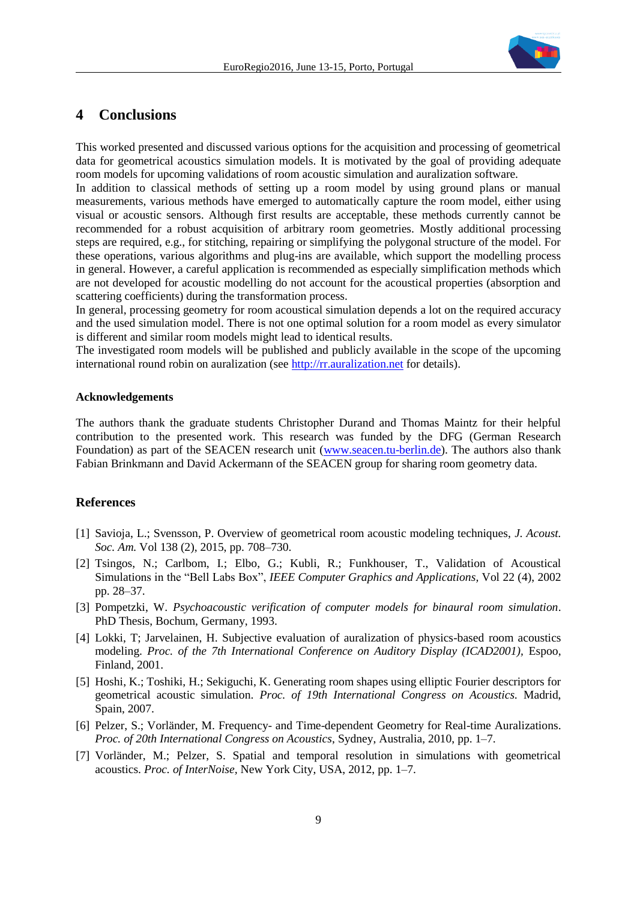## 4 Conclusions

This worked presented and discussed various options for the acquisition and processing of geometrical data for geometrical acoustics simulation models. It is motivated by the goal of providing adequate room models for upcoming validations of room acoustic simulation and auralization software.

In addition to classical methods of setting up a room model by using ground plans or manual measurements, various methods have emerged to automatically capture the room model, either using visual or acoustic sensors. Although first results are acceptable, these methods currently cannot be recommended for a robust acquisition of arbitrary room geometries. Mostly additional processing steps are required, e.g., for stitching, repairing or simplifying the polygonal structure of the model. For these operations, various algorithms and plug-ins are available, which support the modelling process in general. However, a careful application is recommended as especially simplification methods which are not developed for acoustic modelling do not account for the acoustical properties (absorption and scattering coefficients) during the transformation process.

In general, processing geometry for room acoustical simulation depends a lot on the required accuracy and the used simulation model. There is not one optimal solution for a room model as every simulator is different and similar room models might lead to identical results.

The investigated room models will be published and publicly available in the scope of the upcoming international round robin on auralization (see http://rr.auralization.net for details).

**Acknowledgements**

The authors thank the graduate students Christopher Durand and Thomas Maintz for their helpful contribution to the presented work. This research was funded by the DFG (German Research Foundation) as part of the SEACEN research unit (www.seacen.tu-berlin.de). The authors also thank Fabian Brinkmann and David Ackermann of the SEACEN group for sharing room geometry data.

## References

[1] Savioja, L.; Svensson, P. Overview of geometrical room acoustic modeling techniques, *J. Acoust. Soc. Am.* Vol 138 (2), 2015, pp. 708–730.

[2] Tsingos, N.; Carlbom, I.; Elbo, G.; Kubli, R.; Funkhouser, T., Validation of Acoustical Simulations in the "Bell Labs Box", *IEEE Computer Graphics and Applications*, Vol 22 (4), 2002 pp. 28–37.

[3] Pompetzki, W. *Psychoacoustic verification of computer models for binaural room simulation*. PhD Thesis, Bochum, Germany, 1993.

[4] Lokki, T; Jarvelainen, H. Subjective evaluation of auralization of physics-based room acoustics modeling. *Proc. of the 7th International Conference on Auditory Display (ICAD2001)*, Espoo, Finland, 2001.

[5] Hoshi, K.; Toshiki, H.; Sekiguchi, K. Generating room shapes using elliptic Fourier descriptors for geometrical acoustic simulation. *Proc. of 19th International Congress on Acoustics.* Madrid, Spain, 2007.

[6] Pelzer, S.; Vorländer, M. Frequency- and Time-dependent Geometry for Real-time Auralizations. *Proc. of 20th International Congress on Acoustics*, Sydney, Australia, 2010, pp. 1–7.

[7] Vorländer, M.; Pelzer, S. Spatial and temporal resolution in simulations with geometrical acoustics. *Proc. of InterNoise*, New York City, USA, 2012, pp. 1–7.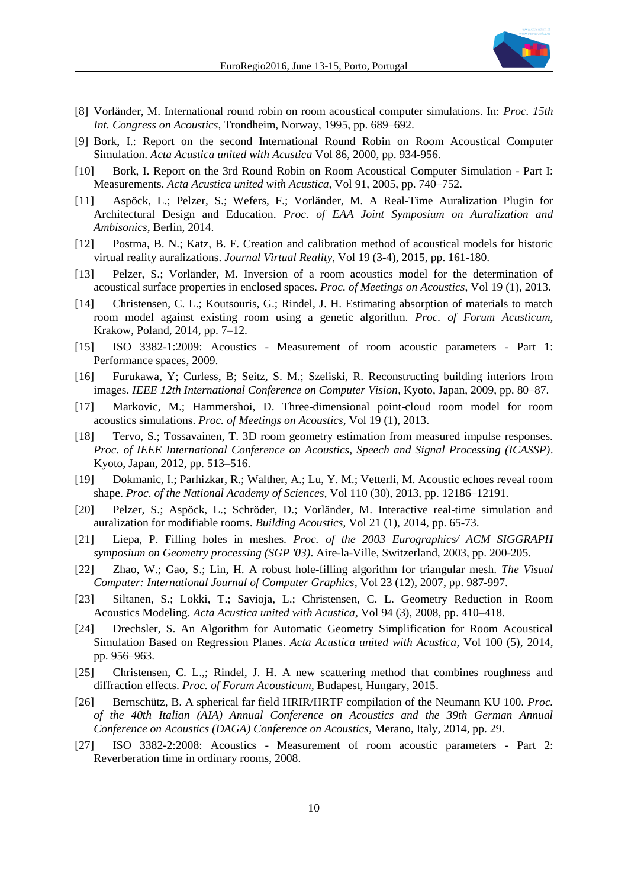[8] Vorländer, M. International round robin on room acoustical computer simulations. In: *Proc. 15th Int. Congress on Acoustics*, Trondheim, Norway, 1995, pp. 689–692.

[9] Bork, I.: Report on the second International Round Robin on Room Acoustical Computer Simulation. *Acta Acustica united with Acustica* Vol 86, 2000, pp. 934-956.

[10] Bork, I. Report on the 3rd Round Robin on Room Acoustical Computer Simulation - Part I: Measurements. *Acta Acustica united with Acustica*, Vol 91, 2005, pp. 740–752.

[11] Aspöck, L.; Pelzer, S.; Wefers, F.; Vorländer, M. A Real-Time Auralization Plugin for Architectural Design and Education. *Proc. of EAA Joint Symposium on Auralization and Ambisonics*, Berlin, 2014.

[12] Postma, B. N.; Katz, B. F. Creation and calibration method of acoustical models for historic virtual reality auralizations. *Journal Virtual Reality*, Vol 19 (3-4), 2015, pp. 161-180.

[13] Pelzer, S.; Vorländer, M. Inversion of a room acoustics model for the determination of acoustical surface properties in enclosed spaces. *Proc. of Meetings on Acoustics*, Vol 19 (1), 2013.

[14] Christensen, C. L.; Koutsouris, G.; Rindel, J. H. Estimating absorption of materials to match room model against existing room using a genetic algorithm. *Proc. of Forum Acusticum*, Krakow, Poland, 2014, pp. 7–12.

[15] ISO 3382-1:2009: Acoustics - Measurement of room acoustic parameters - Part 1: Performance spaces, 2009.

[16] Furukawa, Y; Curless, B; Seitz, S. M.; Szeliski, R. Reconstructing building interiors from images. *IEEE 12th International Conference on Computer Vision*, Kyoto, Japan, 2009, pp. 80–87.

[17] Markovic, M.; Hammershoi, D. Three-dimensional point-cloud room model for room acoustics simulations. *Proc. of Meetings on Acoustics*, Vol 19 (1), 2013.

[18] Tervo, S.; Tossavainen, T. 3D room geometry estimation from measured impulse responses. *Proc. of IEEE International Conference on Acoustics, Speech and Signal Processing (ICASSP)*. Kyoto, Japan, 2012, pp. 513–516.

[19] Dokmanic, I.; Parhizkar, R.; Walther, A.; Lu, Y. M.; Vetterli, M. Acoustic echoes reveal room shape. *Proc. of the National Academy of Sciences*, Vol 110 (30), 2013, pp. 12186–12191.

[20] Pelzer, S.; Aspöck, L.; Schröder, D.; Vorländer, M. Interactive real-time simulation and auralization for modifiable rooms. *Building Acoustics*, Vol 21 (1), 2014, pp. 65-73.

[21] Liepa, P. Filling holes in meshes. *Proc. of the 2003 Eurographics/ ACM SIGGRAPH symposium on Geometry processing (SGP '03)*. Aire-la-Ville, Switzerland, 2003, pp. 200-205.

[22] Zhao, W.; Gao, S.; Lin, H. A robust hole-filling algorithm for triangular mesh. *The Visual Computer: International Journal of Computer Graphics*, Vol 23 (12), 2007, pp. 987-997.

[23] Siltanen, S.; Lokki, T.; Savioja, L.; Christensen, C. L. Geometry Reduction in Room Acoustics Modeling. *Acta Acustica united with Acustica*, Vol 94 (3), 2008, pp. 410–418.

[24] Drechsler, S. An Algorithm for Automatic Geometry Simplification for Room Acoustical Simulation Based on Regression Planes. *Acta Acustica united with Acustica*, Vol 100 (5), 2014, pp. 956–963.

[25] Christensen, C. L.,; Rindel, J. H. A new scattering method that combines roughness and diffraction effects. *Proc. of Forum Acousticum*, Budapest, Hungary, 2015.

[26] Bernschütz, B. A spherical far field HRIR/HRTF compilation of the Neumann KU 100. *Proc. of the 40th Italian (AIA) Annual Conference on Acoustics and the 39th German Annual Conference on Acoustics (DAGA) Conference on Acoustics*, Merano, Italy, 2014, pp. 29.

[27] ISO 3382-2:2008: Acoustics - Measurement of room acoustic parameters - Part 2: Reverberation time in ordinary rooms, 2008.